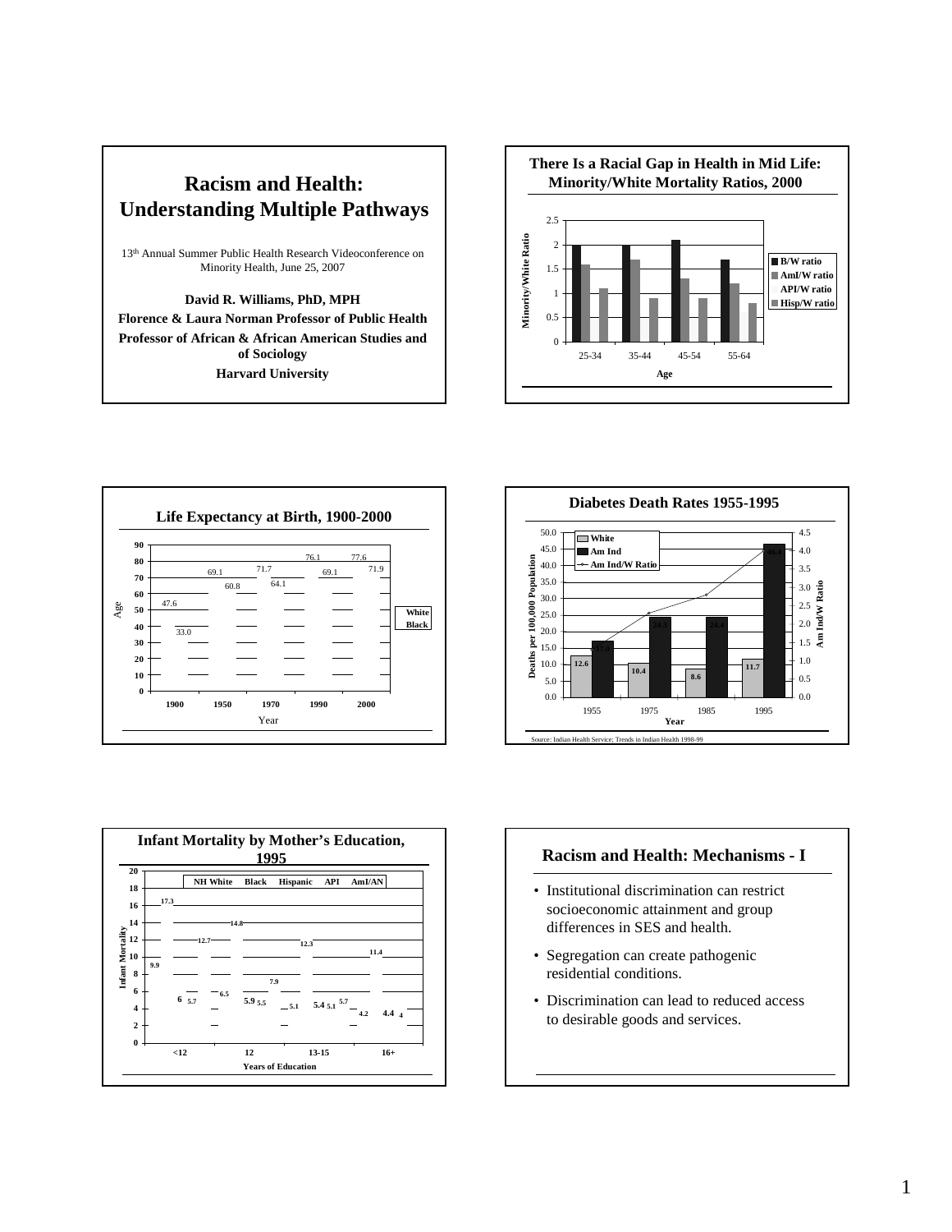# Racism and Health: Understanding Multiple Pathways

13th Annual Summer Public Health Research Videoconference on Minority Health, June 25, 2007

**David R. Williams, PhD, MPH**

**Florence & Laura Norman Professor of Public Health**

**Professor of African & African American Studies and of Sociology**

**Harvard University**

## There Is a Racial Gap in Health in Mid Life: Minority/White Mortality Ratios, 2000

| Age | B/W ratio | AmI/W ratio | API/W ratio | Hisp/W ratio |
|---|---|---|---|---|
| 25-34 | 2 | 1.6 | | 1.1 |
| 35-44 | 2 | 1.7 | | 0.9 |
| 45-54 | 2.1 | 1.3 | | 0.9 |
| 55-64 | 1.7 | 1.2 | | 0.8 |

## Life Expectancy at Birth, 1900-2000

| Year | White | Black |
|---|---|---|
| 1900 | 47.6 | 33.0 |
| 1950 | 69.1 | 60.8 |
| 1970 | 71.7 | 64.1 |
| 1990 | 76.1 | 69.1 |
| 2000 | 77.6 | 71.9 |

## Diabetes Death Rates 1955-1995

| Year | White | Am Ind |
|---|---|---|
| 1955 | 12.6 | 17.0 |
| 1975 | 10.4 | 24.1 |
| 1985 | 8.6 | 24.4 |
| 1995 | 11.7 | 46.4 |

Source: Indian Health Service; Trends in Indian Health 1998-99

## Infant Mortality by Mother's Education, 1995

| Years of Education | NH White | Black | Hispanic | API | AmI/AN |
|---|---|---|---|---|---|
| <12 | 9.9 | 17.3 | 6 | 5.7 | 12.7 |
| 12 | 6.5 | 14.8 | 5.9 | 5.5 | 7.9 |
| 13-15 | 5.1 | 12.3 | 5.4 | 5.1 | 5.7 |
| 16+ | 4.2 | 11.4 | 4.4 | 4 | |

## Racism and Health: Mechanisms - I

- Institutional discrimination can restrict socioeconomic attainment and group differences in SES and health.
- Segregation can create pathogenic residential conditions.
- Discrimination can lead to reduced access to desirable goods and services.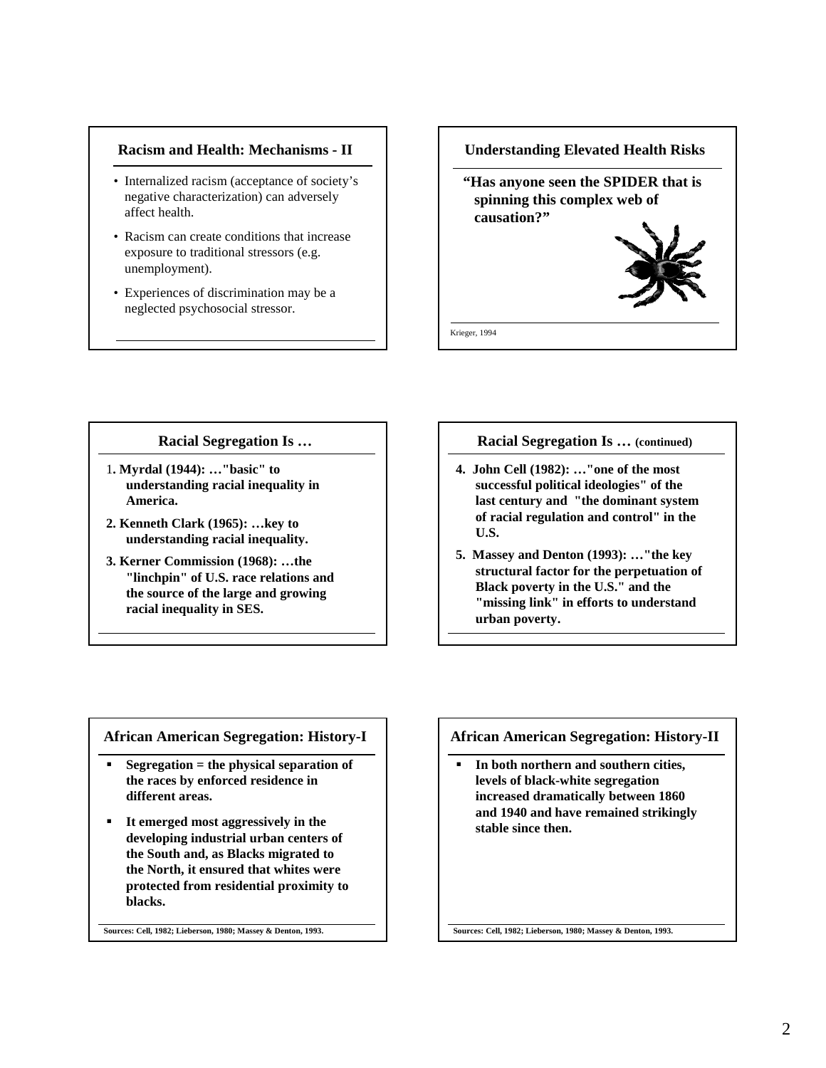## Racism and Health: Mechanisms - II

- Internalized racism (acceptance of society's negative characterization) can adversely affect health.
- Racism can create conditions that increase exposure to traditional stressors (e.g. unemployment).
- Experiences of discrimination may be a neglected psychosocial stressor.

## Understanding Elevated Health Risks

**"Has anyone seen the SPIDER that is spinning this complex web of causation?"**

Krieger, 1994

## Racial Segregation Is …

**1. Myrdal (1944): …"basic" to understanding racial inequality in America.**

**2. Kenneth Clark (1965): …key to understanding racial inequality.**

**3. Kerner Commission (1968): …the "linchpin" of U.S. race relations and the source of the large and growing racial inequality in SES.**

## Racial Segregation Is … (continued)

**4. John Cell (1982): …"one of the most successful political ideologies" of the last century and "the dominant system of racial regulation and control" in the U.S.**

**5. Massey and Denton (1993): …"the key structural factor for the perpetuation of Black poverty in the U.S." and the "missing link" in efforts to understand urban poverty.**

## African American Segregation: History-I

- **Segregation = the physical separation of the races by enforced residence in different areas.**
- **It emerged most aggressively in the developing industrial urban centers of the South and, as Blacks migrated to the North, it ensured that whites were protected from residential proximity to blacks.**

**Sources: Cell, 1982; Lieberson, 1980; Massey & Denton, 1993.**

## African American Segregation: History-II

- **In both northern and southern cities, levels of black-white segregation increased dramatically between 1860 and 1940 and have remained strikingly stable since then.**

**Sources: Cell, 1982; Lieberson, 1980; Massey & Denton, 1993.**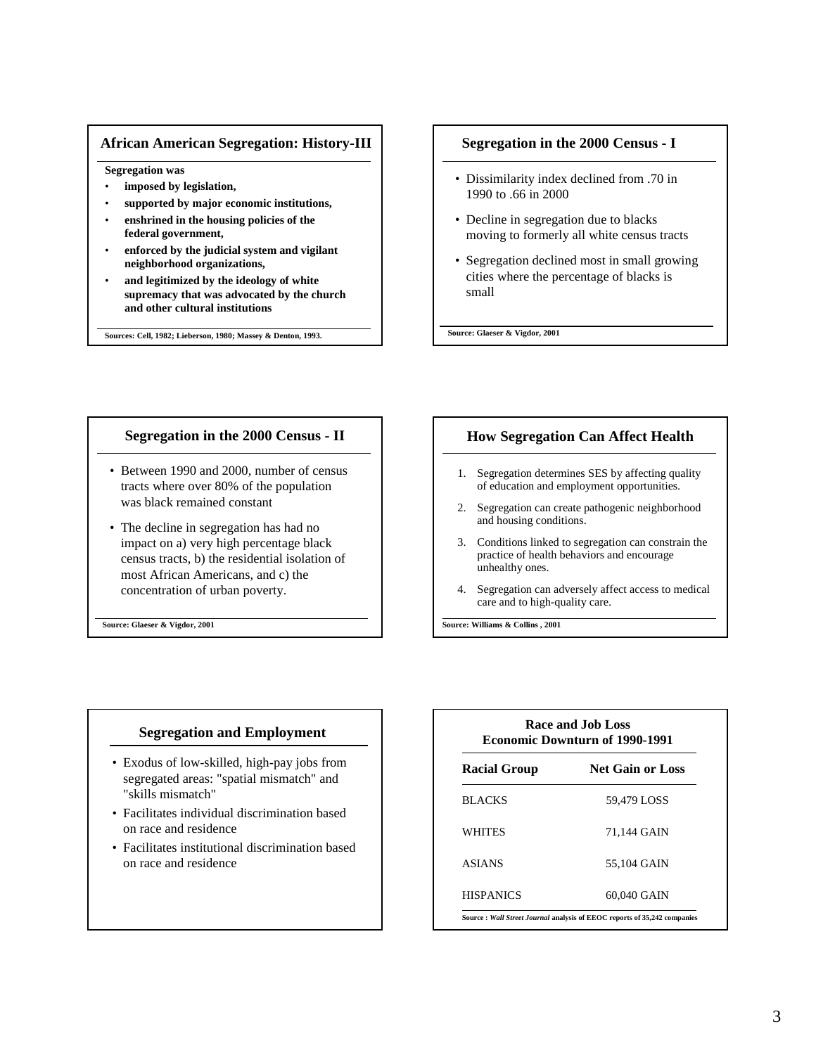## African American Segregation: History-III

**Segregation was**

- **imposed by legislation,**
- **supported by major economic institutions,**
- **enshrined in the housing policies of the federal government,**
- **enforced by the judicial system and vigilant neighborhood organizations,**
- **and legitimized by the ideology of white supremacy that was advocated by the church and other cultural institutions**

**Sources: Cell, 1982; Lieberson, 1980; Massey & Denton, 1993.**

## Segregation in the 2000 Census - I

- Dissimilarity index declined from .70 in 1990 to .66 in 2000
- Decline in segregation due to blacks moving to formerly all white census tracts
- Segregation declined most in small growing cities where the percentage of blacks is small

**Source: Glaeser & Vigdor, 2001**

## Segregation in the 2000 Census - II

- Between 1990 and 2000, number of census tracts where over 80% of the population was black remained constant
- The decline in segregation has had no impact on a) very high percentage black census tracts, b) the residential isolation of most African Americans, and c) the concentration of urban poverty.

**Source: Glaeser & Vigdor, 2001**

## How Segregation Can Affect Health

1. Segregation determines SES by affecting quality of education and employment opportunities.
2. Segregation can create pathogenic neighborhood and housing conditions.
3. Conditions linked to segregation can constrain the practice of health behaviors and encourage unhealthy ones.
4. Segregation can adversely affect access to medical care and to high-quality care.

**Source: Williams & Collins , 2001**

## Segregation and Employment

- Exodus of low-skilled, high-pay jobs from segregated areas: "spatial mismatch" and "skills mismatch"
- Facilitates individual discrimination based on race and residence
- Facilitates institutional discrimination based on race and residence

## Race and Job Loss Economic Downturn of 1990-1991

| Racial Group | Net Gain or Loss |
|---|---|
| BLACKS | 59,479 LOSS |
| WHITES | 71,144 GAIN |
| ASIANS | 55,104 GAIN |
| HISPANICS | 60,040 GAIN |

**Source : *Wall Street Journal* analysis of EEOC reports of 35,242 companies**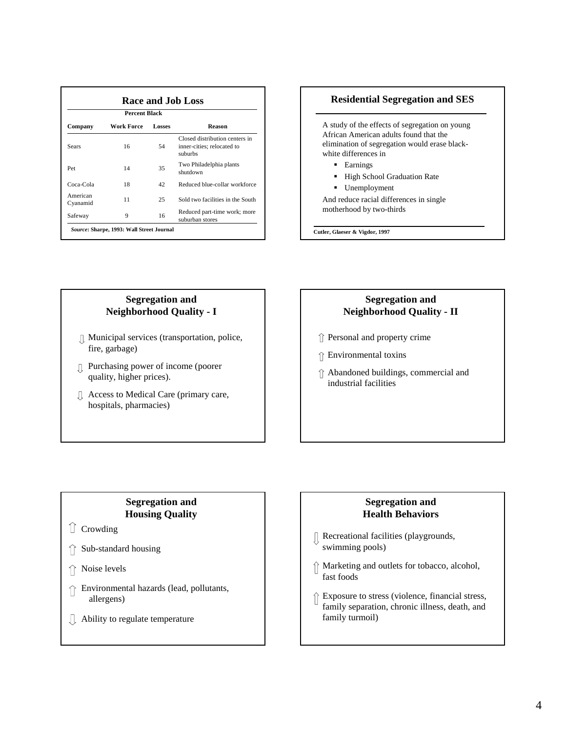## Race and Job Loss

| Company | Percent Black Work Force | Percent Black Losses | Reason |
|---|---|---|---|
| Sears | 16 | 54 | Closed distribution centers in inner-cities; relocated to suburbs |
| Pet | 14 | 35 | Two Philadelphia plants shutdown |
| Coca-Cola | 18 | 42 | Reduced blue-collar workforce |
| American Cyanamid | 11 | 25 | Sold two facilities in the South |
| Safeway | 9 | 16 | Reduced part-time work; more suburban stores |

***Source*: Sharpe, 1993: Wall Street Journal**

## Residential Segregation and SES

A study of the effects of segregation on young African American adults found that the elimination of segregation would erase black-white differences in

- Earnings
- High School Graduation Rate
- Unemployment

And reduce racial differences in single motherhood by two-thirds

**Cutler, Glaeser & Vigdor, 1997**

## Segregation and Neighborhood Quality - I

⇩ Municipal services (transportation, police, fire, garbage)

⇩ Purchasing power of income (poorer quality, higher prices).

⇩ Access to Medical Care (primary care, hospitals, pharmacies)

## Segregation and Neighborhood Quality - II

⇧ Personal and property crime

⇧ Environmental toxins

⇧ Abandoned buildings, commercial and industrial facilities

## Segregation and Housing Quality

⇧ Crowding

⇧ Sub-standard housing

⇧ Noise levels

⇧ Environmental hazards (lead, pollutants, allergens)

⇩ Ability to regulate temperature

## Segregation and Health Behaviors

⇩ Recreational facilities (playgrounds, swimming pools)

⇧ Marketing and outlets for tobacco, alcohol, fast foods

⇧ Exposure to stress (violence, financial stress, family separation, chronic illness, death, and family turmoil)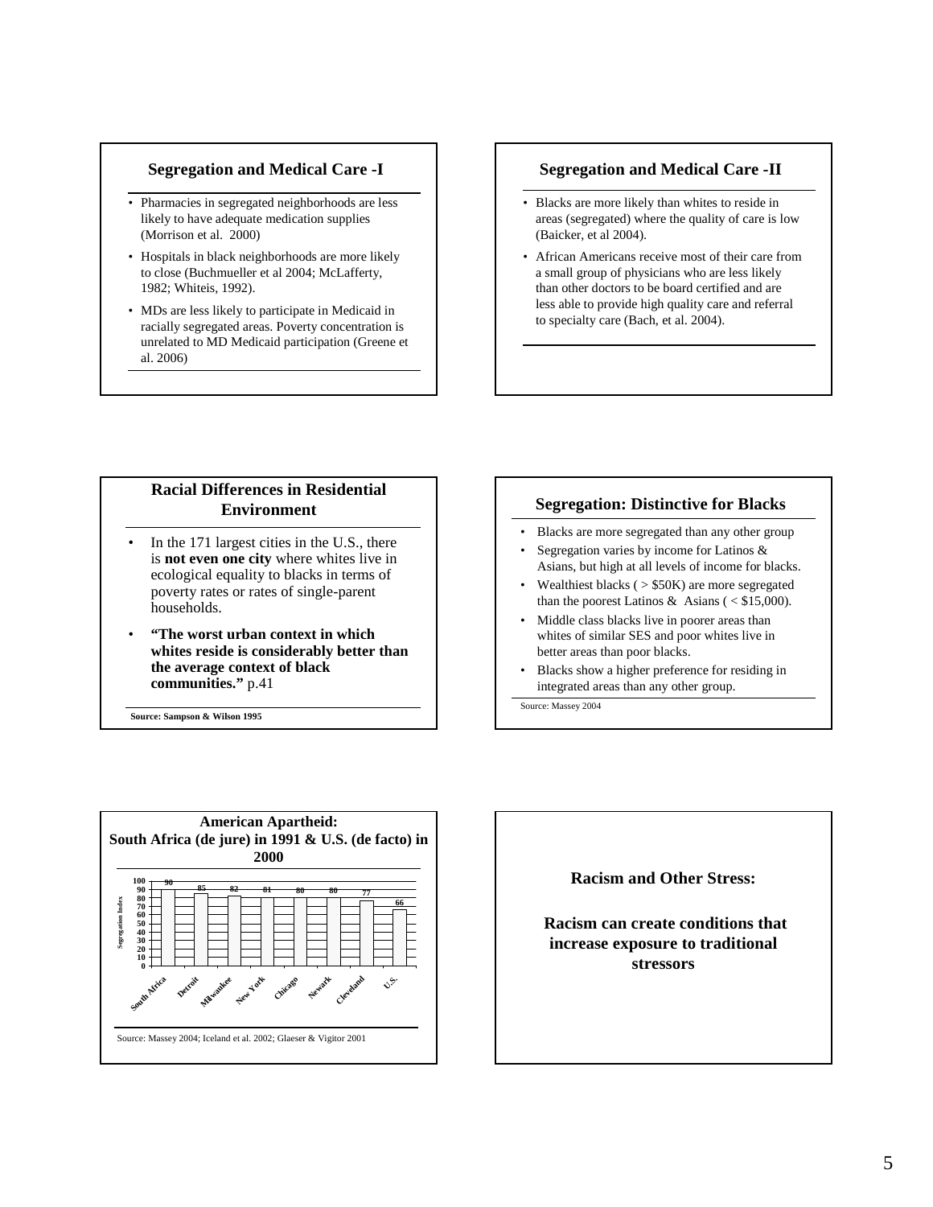## Segregation and Medical Care -I

- Pharmacies in segregated neighborhoods are less likely to have adequate medication supplies (Morrison et al. 2000)
- Hospitals in black neighborhoods are more likely to close (Buchmueller et al 2004; McLafferty, 1982; Whiteis, 1992).
- MDs are less likely to participate in Medicaid in racially segregated areas. Poverty concentration is unrelated to MD Medicaid participation (Greene et al. 2006)

## Segregation and Medical Care -II

- Blacks are more likely than whites to reside in areas (segregated) where the quality of care is low (Baicker, et al 2004).
- African Americans receive most of their care from a small group of physicians who are less likely than other doctors to be board certified and are less able to provide high quality care and referral to specialty care (Bach, et al. 2004).

## Racial Differences in Residential Environment

- In the 171 largest cities in the U.S., there is **not even one city** where whites live in ecological equality to blacks in terms of poverty rates or rates of single-parent households.
- **"The worst urban context in which whites reside is considerably better than the average context of black communities."** p.41

**Source: Sampson & Wilson 1995**

## Segregation: Distinctive for Blacks

- Blacks are more segregated than any other group
- Segregation varies by income for Latinos & Asians, but high at all levels of income for blacks.
- Wealthiest blacks ( > $50K) are more segregated than the poorest Latinos & Asians ( < $15,000).
- Middle class blacks live in poorer areas than whites of similar SES and poor whites live in better areas than poor blacks.
- Blacks show a higher preference for residing in integrated areas than any other group.

Source: Massey 2004

## American Apartheid: South Africa (de jure) in 1991 & U.S. (de facto) in 2000

| | Segregation Index |
|---|---|
| South Africa | 90 |
| Detroit | 85 |
| Milwaukee | 82 |
| New York | 81 |
| Chicago | 80 |
| Newark | 80 |
| Cleveland | 77 |
| U.S. | 66 |

Source: Massey 2004; Iceland et al. 2002; Glaeser & Vigitor 2001

## Racism and Other Stress:

**Racism can create conditions that increase exposure to traditional stressors**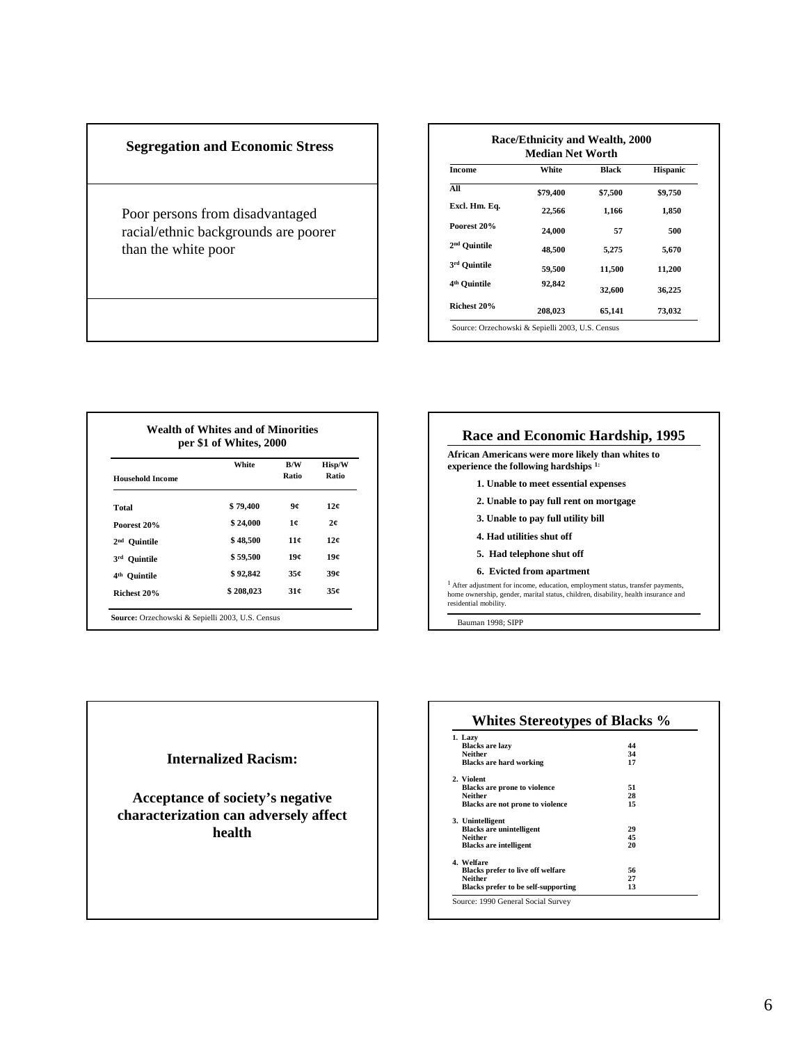## Segregation and Economic Stress

Poor persons from disadvantaged racial/ethnic backgrounds are poorer than the white poor

## Race/Ethnicity and Wealth, 2000
### Median Net Worth

| Income | White | Black | Hispanic |
| --- | --- | --- | --- |
| All | $79,400 | $7,500 | $9,750 |
| Excl. Hm. Eq. | 22,566 | 1,166 | 1,850 |
| Poorest 20% | 24,000 | 57 | 500 |
| 2nd Quintile | 48,500 | 5,275 | 5,670 |
| 3rd Quintile | 59,500 | 11,500 | 11,200 |
| 4th Quintile | 92,842 | 32,600 | 36,225 |
| Richest 20% | 208,023 | 65,141 | 73,032 |

Source: Orzechowski & Sepielli 2003, U.S. Census

## Wealth of Whites and of Minorities per $1 of Whites, 2000

| Household Income | White | B/W Ratio | Hisp/W Ratio |
| --- | --- | --- | --- |
| Total | $ 79,400 | 9¢ | 12¢ |
| Poorest 20% | $ 24,000 | 1¢ | 2¢ |
| 2nd Quintile | $ 48,500 | 11¢ | 12¢ |
| 3rd Quintile | $ 59,500 | 19¢ | 19¢ |
| 4th Quintile | $ 92,842 | 35¢ | 39¢ |
| Richest 20% | $ 208,023 | 31¢ | 35¢ |

**Source:** Orzechowski & Sepielli 2003, U.S. Census

## Race and Economic Hardship, 1995

**African Americans were more likely than whites to experience the following hardships [1]:**

1. **Unable to meet essential expenses**
2. **Unable to pay full rent on mortgage**
3. **Unable to pay full utility bill**
4. **Had utilities shut off**
5. **Had telephone shut off**
6. **Evicted from apartment**

[1] After adjustment for income, education, employment status, transfer payments, home ownership, gender, marital status, children, disability, health insurance and residential mobility.

Bauman 1998; SIPP

## Internalized Racism:

**Acceptance of society's negative characterization can adversely affect health**

## Whites Stereotypes of Blacks %

| | % |
| --- | --- |
| **1. Lazy** | |
| Blacks are lazy | 44 |
| Neither | 34 |
| Blacks are hard working | 17 |
| **2. Violent** | |
| Blacks are prone to violence | 51 |
| Neither | 28 |
| Blacks are not prone to violence | 15 |
| **3. Unintelligent** | |
| Blacks are unintelligent | 29 |
| Neither | 45 |
| Blacks are intelligent | 20 |
| **4. Welfare** | |
| Blacks prefer to live off welfare | 56 |
| Neither | 27 |
| Blacks prefer to be self-supporting | 13 |

Source: 1990 General Social Survey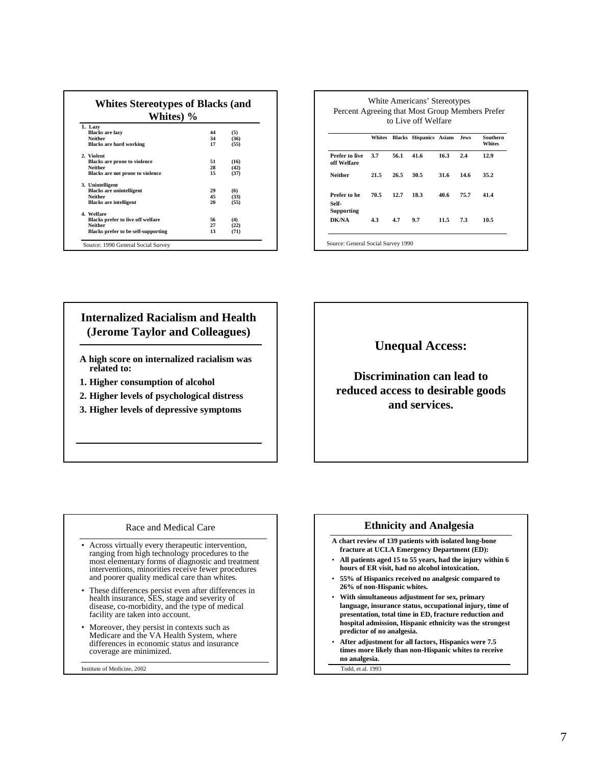## Whites Stereotypes of Blacks (and Whites) %

| | | |
|---|---|---|
| **1. Lazy** | | |
| Blacks are lazy | 44 | (5) |
| Neither | 34 | (36) |
| Blacks are hard working | 17 | (55) |
| **2. Violent** | | |
| Blacks are prone to violence | 51 | (16) |
| Neither | 28 | (42) |
| Blacks are not prone to violence | 15 | (37) |
| **3. Unintelligent** | | |
| Blacks are unintelligent | 29 | (6) |
| Neither | 45 | (33) |
| Blacks are intelligent | 20 | (55) |
| **4. Welfare** | | |
| Blacks prefer to live off welfare | 56 | (4) |
| Neither | 27 | (22) |
| Blacks prefer to be self-supporting | 13 | (71) |

Source: 1990 General Social Survey

## White Americans' Stereotypes
Percent Agreeing that Most Group Members Prefer to Live off Welfare

| | Whites | Blacks | Hispanics | Asians | Jews | Southern Whites |
|---|---|---|---|---|---|---|
| Prefer to live off Welfare | 3.7 | 56.1 | 41.6 | 16.3 | 2.4 | 12.9 |
| Neither | 21.5 | 26.5 | 30.5 | 31.6 | 14.6 | 35.2 |
| Prefer to be Self-Supporting | 70.5 | 12.7 | 18.3 | 40.6 | 75.7 | 41.4 |
| DK/NA | 4.3 | 4.7 | 9.7 | 11.5 | 7.3 | 10.5 |

Source: General Social Survey 1990

## Internalized Racialism and Health (Jerome Taylor and Colleagues)

**A high score on internalized racialism was related to:**

1. **Higher consumption of alcohol**
2. **Higher levels of psychological distress**
3. **Higher levels of depressive symptoms**

## Unequal Access:

**Discrimination can lead to reduced access to desirable goods and services.**

## Race and Medical Care

- Across virtually every therapeutic intervention, ranging from high technology procedures to the most elementary forms of diagnostic and treatment interventions, minorities receive fewer procedures and poorer quality medical care than whites.
- These differences persist even after differences in health insurance, SES, stage and severity of disease, co-morbidity, and the type of medical facility are taken into account.
- Moreover, they persist in contexts such as Medicare and the VA Health System, where differences in economic status and insurance coverage are minimized.

Institute of Medicine, 2002

## Ethnicity and Analgesia

**A chart review of 139 patients with isolated long-bone fracture at UCLA Emergency Department (ED):**

- **All patients aged 15 to 55 years, had the injury within 6 hours of ER visit, had no alcohol intoxication.**
- **55% of Hispanics received no analgesic compared to 26% of non-Hispanic whites.**
- **With simultaneous adjustment for sex, primary language, insurance status, occupational injury, time of presentation, total time in ED, fracture reduction and hospital admission, Hispanic ethnicity was the strongest predictor of no analgesia.**
- **After adjustment for all factors, Hispanics were 7.5 times more likely than non-Hispanic whites to receive no analgesia.**

Todd, et al. 1993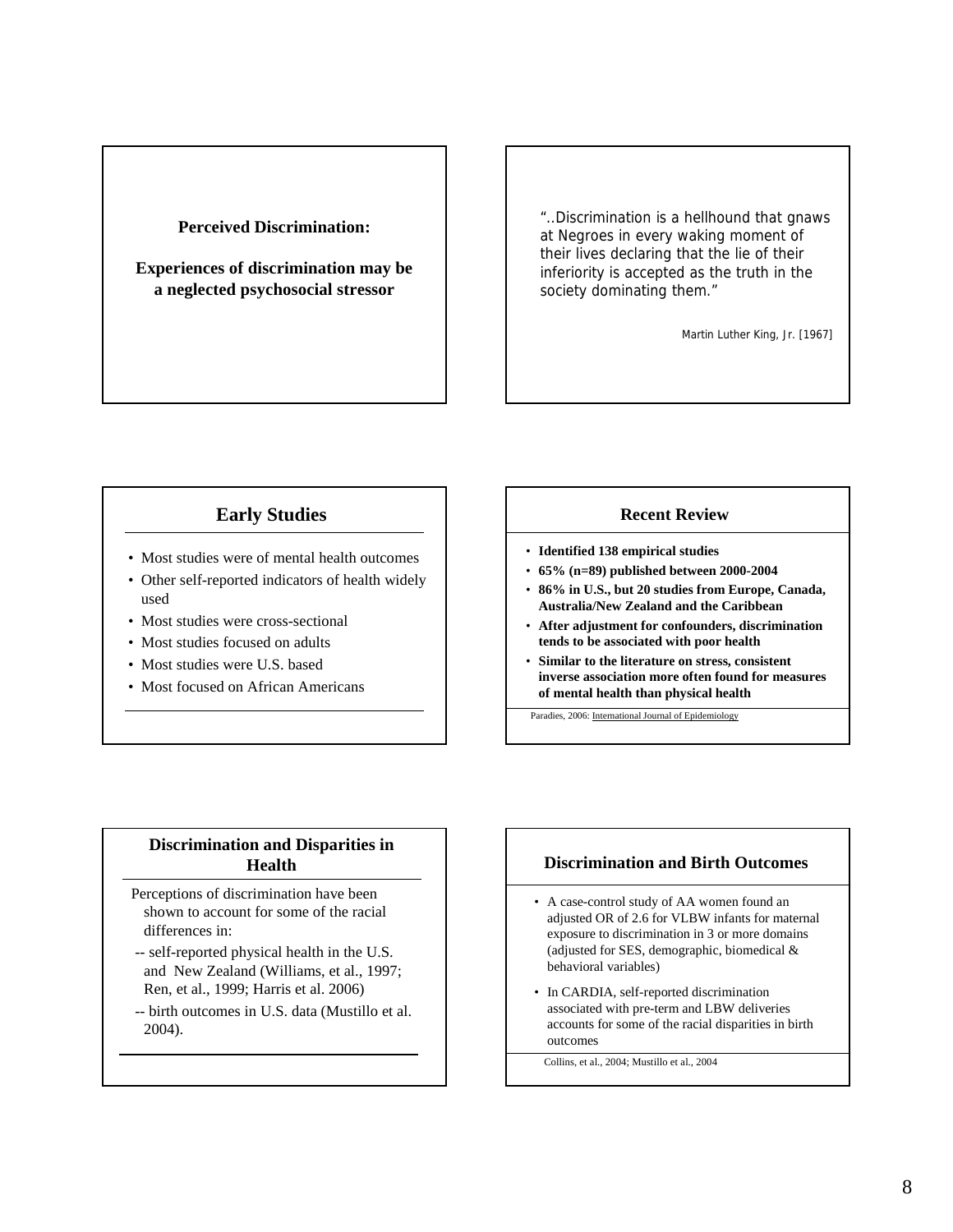**Perceived Discrimination:**

**Experiences of discrimination may be a neglected psychosocial stressor**

"..Discrimination is a hellhound that gnaws at Negroes in every waking moment of their lives declaring that the lie of their inferiority is accepted as the truth in the society dominating them."

Martin Luther King, Jr. [1967]

## Early Studies

- Most studies were of mental health outcomes
- Other self-reported indicators of health widely used
- Most studies were cross-sectional
- Most studies focused on adults
- Most studies were U.S. based
- Most focused on African Americans

## Recent Review

- **Identified 138 empirical studies**
- **65% (n=89) published between 2000-2004**
- **86% in U.S., but 20 studies from Europe, Canada, Australia/New Zealand and the Caribbean**
- **After adjustment for confounders, discrimination tends to be associated with poor health**
- **Similar to the literature on stress, consistent inverse association more often found for measures of mental health than physical health**

Paradies, 2006: International Journal of Epidemiology

## Discrimination and Disparities in Health

Perceptions of discrimination have been shown to account for some of the racial differences in:

-- self-reported physical health in the U.S. and New Zealand (Williams, et al., 1997; Ren, et al., 1999; Harris et al. 2006)

-- birth outcomes in U.S. data (Mustillo et al. 2004).

## Discrimination and Birth Outcomes

- A case-control study of AA women found an adjusted OR of 2.6 for VLBW infants for maternal exposure to discrimination in 3 or more domains (adjusted for SES, demographic, biomedical & behavioral variables)
- In CARDIA, self-reported discrimination associated with pre-term and LBW deliveries accounts for some of the racial disparities in birth outcomes

Collins, et al., 2004; Mustillo et al., 2004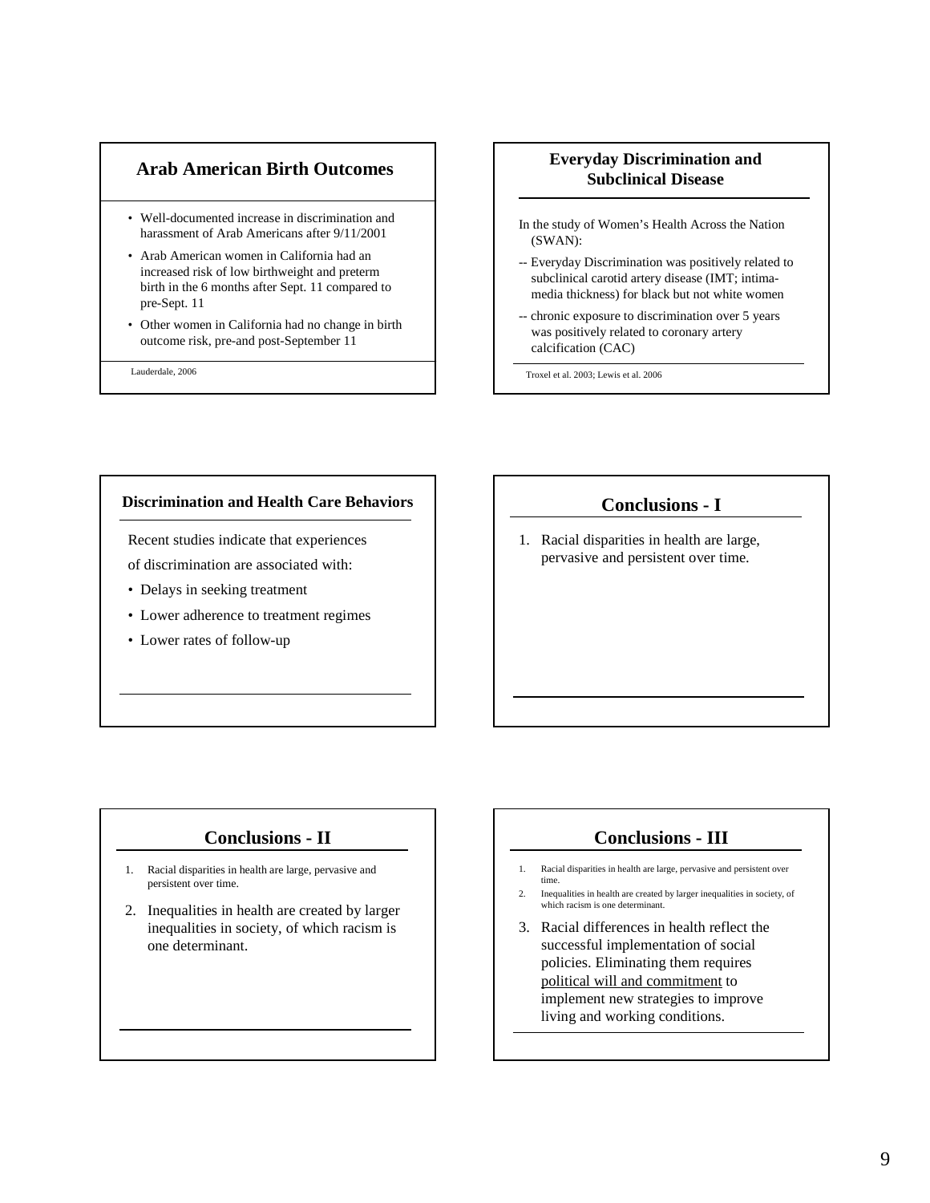## Arab American Birth Outcomes

- Well-documented increase in discrimination and harassment of Arab Americans after 9/11/2001
- Arab American women in California had an increased risk of low birthweight and preterm birth in the 6 months after Sept. 11 compared to pre-Sept. 11
- Other women in California had no change in birth outcome risk, pre-and post-September 11

Lauderdale, 2006

## Everyday Discrimination and Subclinical Disease

In the study of Women's Health Across the Nation (SWAN):

-- Everyday Discrimination was positively related to subclinical carotid artery disease (IMT; intima-media thickness) for black but not white women

-- chronic exposure to discrimination over 5 years was positively related to coronary artery calcification (CAC)

Troxel et al. 2003; Lewis et al. 2006

## Discrimination and Health Care Behaviors

Recent studies indicate that experiences of discrimination are associated with:

- Delays in seeking treatment
- Lower adherence to treatment regimes
- Lower rates of follow-up

## Conclusions - I

1. Racial disparities in health are large, pervasive and persistent over time.

## Conclusions - II

1. Racial disparities in health are large, pervasive and persistent over time.
2. Inequalities in health are created by larger inequalities in society, of which racism is one determinant.

## Conclusions - III

1. Racial disparities in health are large, pervasive and persistent over time.
2. Inequalities in health are created by larger inequalities in society, of which racism is one determinant.
3. Racial differences in health reflect the successful implementation of social policies. Eliminating them requires political will and commitment to implement new strategies to improve living and working conditions.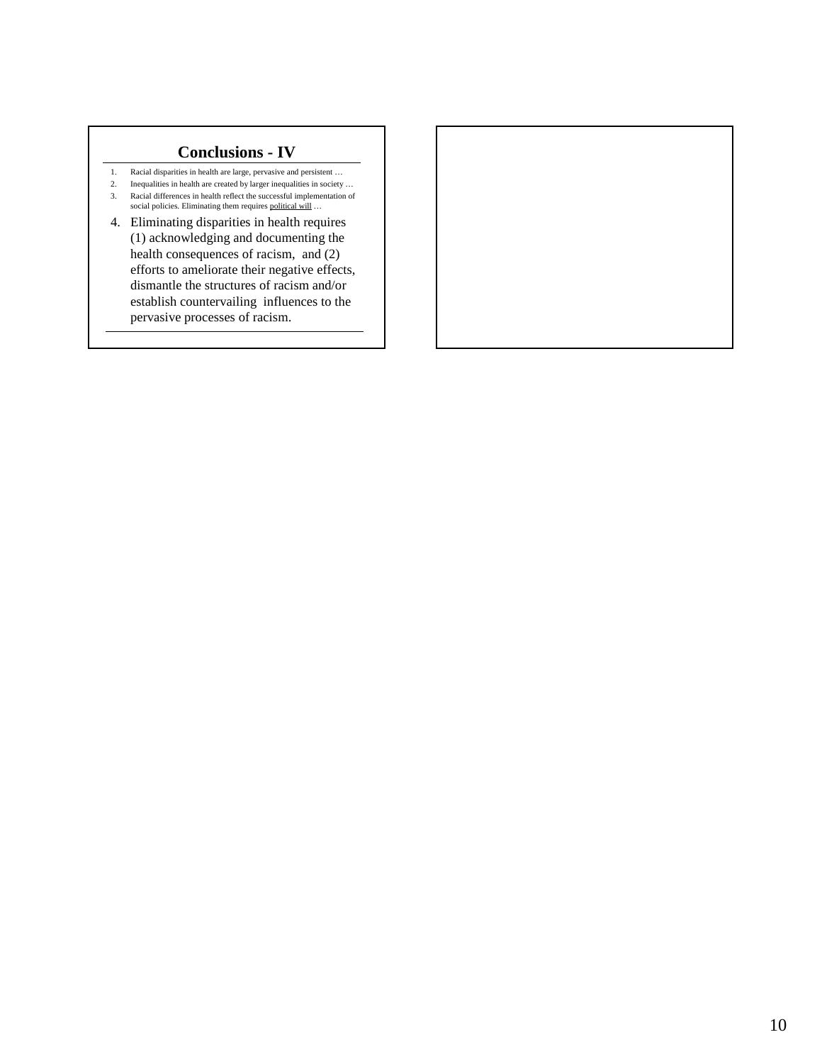## Conclusions - IV

1. Racial disparities in health are large, pervasive and persistent …
2. Inequalities in health are created by larger inequalities in society …
3. Racial differences in health reflect the successful implementation of social policies. Eliminating them requires political will …
4. Eliminating disparities in health requires (1) acknowledging and documenting the health consequences of racism, and (2) efforts to ameliorate their negative effects, dismantle the structures of racism and/or establish countervailing influences to the pervasive processes of racism.